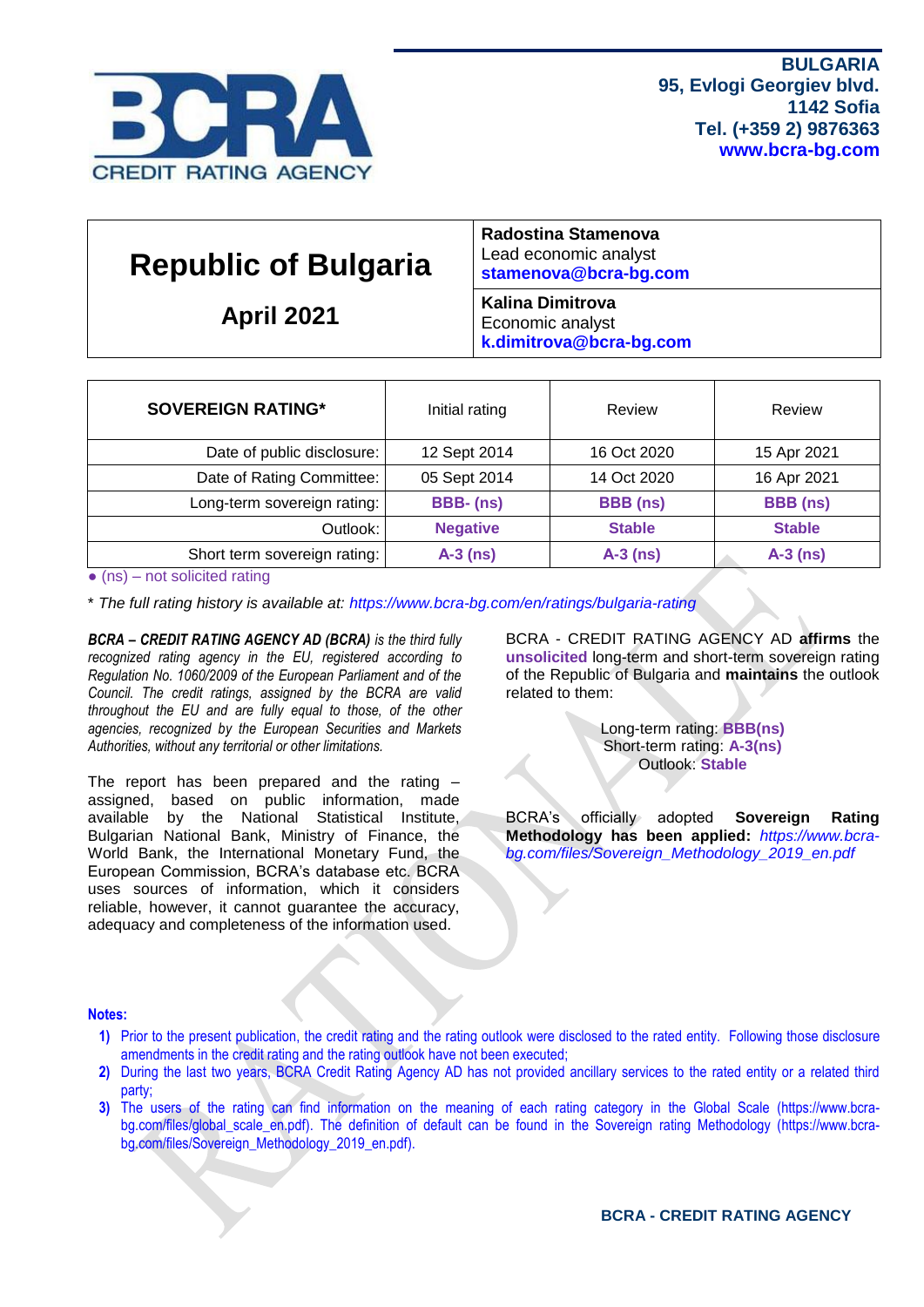**BULGARIA**
**95, Evlogi Georgiev blvd.**
**1142 Sofia**
**Tel. (+359 2) 9876363**
**www.bcra-bg.com**

# Republic of Bulgaria

## April 2021

**Radostina Stamenova**
Lead economic analyst
**stamenova@bcra-bg.com**

**Kalina Dimitrova**
Economic analyst
**k.dimitrova@bcra-bg.com**

| SOVEREIGN RATING* | Initial rating | Review | Review |
|---|---|---|---|
| Date of public disclosure: | 12 Sept 2014 | 16 Oct 2020 | 15 Apr 2021 |
| Date of Rating Committee: | 05 Sept 2014 | 14 Oct 2020 | 16 Apr 2021 |
| Long-term sovereign rating: | **BBB- (ns)** | **BBB (ns)** | **BBB (ns)** |
| Outlook: | **Negative** | **Stable** | **Stable** |
| Short term sovereign rating: | **A-3 (ns)** | **A-3 (ns)** | **A-3 (ns)** |

● (ns) – not solicited rating

*\* The full rating history is available at: https://www.bcra-bg.com/en/ratings/bulgaria-rating*

***BCRA – CREDIT RATING AGENCY AD (BCRA)** is the third fully recognized rating agency in the EU, registered according to Regulation No. 1060/2009 of the European Parliament and of the Council. The credit ratings, assigned by the BCRA are valid throughout the EU and are fully equal to those, of the other agencies, recognized by the European Securities and Markets Authorities, without any territorial or other limitations.*

The report has been prepared and the rating – assigned, based on public information, made available by the National Statistical Institute, Bulgarian National Bank, Ministry of Finance, the World Bank, the International Monetary Fund, the European Commission, BCRA's database etc. BCRA uses sources of information, which it considers reliable, however, it cannot guarantee the accuracy, adequacy and completeness of the information used.

BCRA - CREDIT RATING AGENCY AD **affirms** the **unsolicited** long-term and short-term sovereign rating of the Republic of Bulgaria and **maintains** the outlook related to them:

Long-term rating: **BBB(ns)**
Short-term rating: **A-3(ns)**
Outlook: **Stable**

BCRA's officially adopted **Sovereign Rating Methodology has been applied:** *https://www.bcra-bg.com/files/Sovereign_Methodology_2019_en.pdf*

**Notes:**

1) Prior to the present publication, the credit rating and the rating outlook were disclosed to the rated entity. Following those disclosure amendments in the credit rating and the rating outlook have not been executed;
2) During the last two years, BCRA Credit Rating Agency AD has not provided ancillary services to the rated entity or a related third party;
3) The users of the rating can find information on the meaning of each rating category in the Global Scale (https://www.bcra-bg.com/files/global_scale_en.pdf). The definition of default can be found in the Sovereign rating Methodology (https://www.bcra-bg.com/files/Sovereign_Methodology_2019_en.pdf).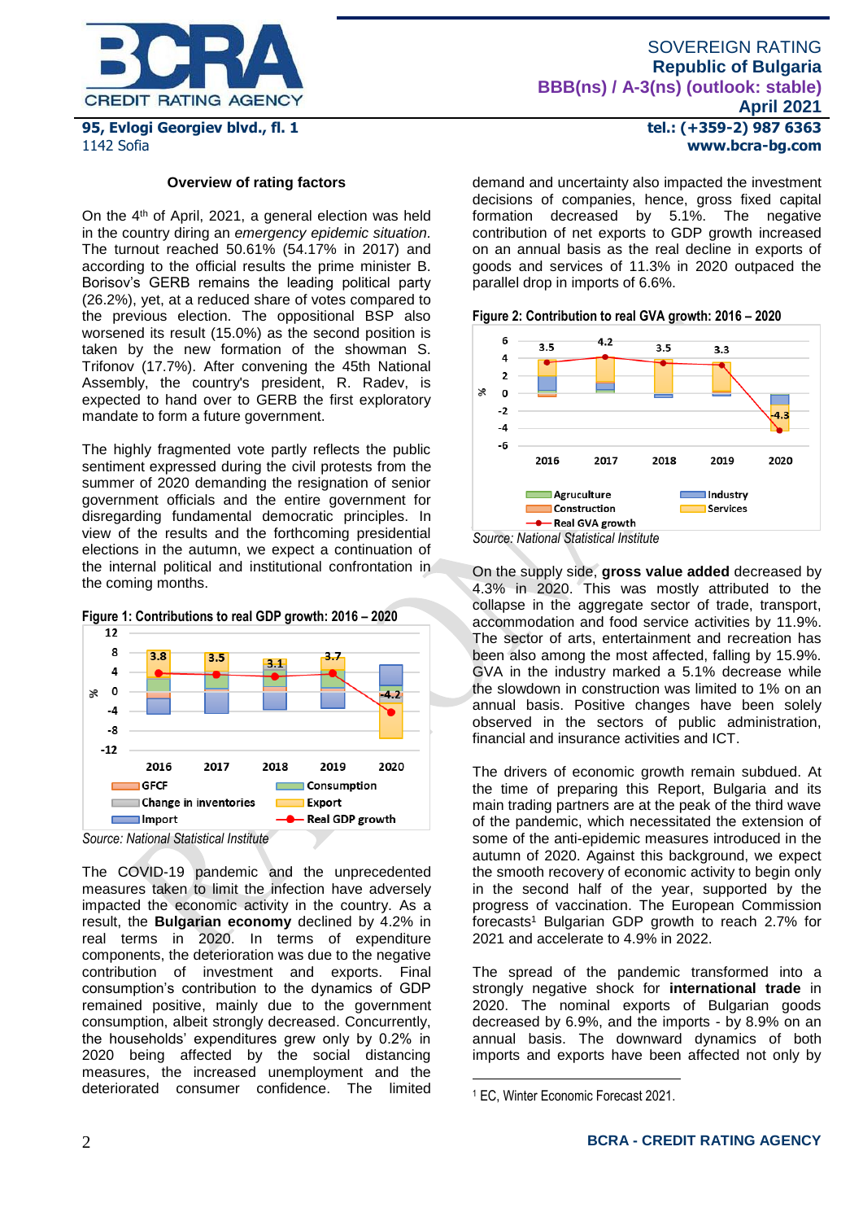### Overview of rating factors

On the 4th of April, 2021, a general election was held in the country diring an *emergency epidemic situation*. The turnout reached 50.61% (54.17% in 2017) and according to the official results the prime minister B. Borisov's GERB remains the leading political party (26.2%), yet, at a reduced share of votes compared to the previous election. The oppositional BSP also worsened its result (15.0%) as the second position is taken by the new formation of the showman S. Trifonov (17.7%). After convening the 45th National Assembly, the country's president, R. Radev, is expected to hand over to GERB the first exploratory mandate to form a future government.

The highly fragmented vote partly reflects the public sentiment expressed during the civil protests from the summer of 2020 demanding the resignation of senior government officials and the entire government for disregarding fundamental democratic principles. In view of the results and the coming presidential elections in the autumn, we expect a continuation of the internal political and institutional confrontation in the coming months.

**Figure 1: Contributions to real GDP growth: 2016 – 2020**

Source: National Statistical Institute

The COVID-19 pandemic and the unprecedented measures taken to limit the infection have adversely impacted the economic activity in the country. As a result, the **Bulgarian economy** declined by 4.2% in real terms in 2020. In terms of expenditure components, the deterioration was due to the negative contribution of investment and exports. Final consumption's contribution to the dynamics of GDP remained positive, mainly due to the government consumption, albeit strongly decreased. Concurrently, the households' expenditures grew only by 0.2% in 2020 being affected by the social distancing measures, the increased unemployment and the deteriorated consumer confidence. The limited demand and uncertainty also impacted the investment decisions of companies, hence, gross fixed capital formation decreased by 5.1%. The negative contribution of net exports to GDP growth increased on an annual basis as the real decline in exports of goods and services of 11.3% in 2020 outpaced the parallel drop in imports of 6.6%.

**Figure 2: Contribution to real GVA growth: 2016 – 2020**

Source: National Statistical Institute

On the supply side, **gross value added** decreased by 4.3% in 2020. This was mostly attributed to the collapse in the aggregate sector of trade, transport, accommodation and food service activities by 11.9%. The sector of arts, entertainment and recreation has been also among the most affected, falling by 15.9%. GVA in the industry marked a 5.1% decrease while the slowdown in construction was limited to 1% on an annual basis. Positive changes have been solely observed in the sectors of public administration, financial and insurance activities and ICT.

The drivers of economic growth remain subdued. At the time of preparing this Report, Bulgaria and its main trading partners are at the peak of the third wave of the pandemic, which necessitated the extension of some of the anti-epidemic measures introduced in the autumn of 2020. Against this background, we expect the smooth recovery of economic activity to begin only in the second half of the year, supported by the progress of vaccination. The European Commission forecasts[1] Bulgarian GDP growth to reach 2.7% for 2021 and accelerate to 4.9% in 2022.

The spread of the pandemic transformed into a strongly negative shock for **international trade** in 2020. The nominal exports of Bulgarian goods decreased by 6.9%, and the imports - by 8.9% on an annual basis. The downward dynamics of both imports and exports have been affected not only by

[1] EC, Winter Economic Forecast 2021.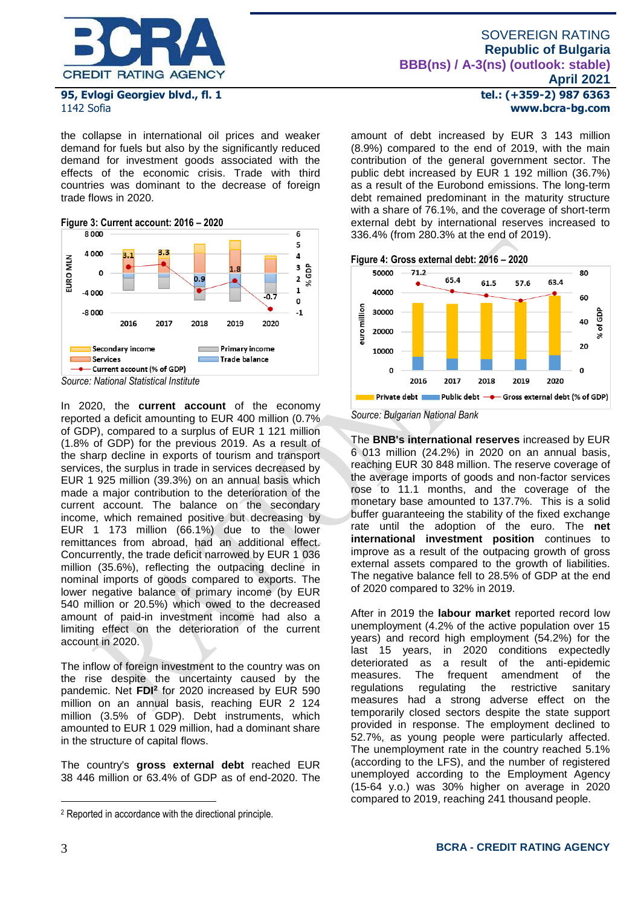the collapse in international oil prices and weaker demand for fuels but also by the significantly reduced demand for investment goods associated with the effects of the economic crisis. Trade with third countries was dominant to the decrease of foreign trade flows in 2020.

**Figure 3: Current account: 2016 – 2020**

*Source: National Statistical Institute*

In 2020, the **current account** of the economy reported a deficit amounting to EUR 400 million (0.7% of GDP), compared to a surplus of EUR 1 121 million (1.8% of GDP) for the previous 2019. As a result of the sharp decline in exports of tourism and transport services, the surplus in trade in services decreased by EUR 1 925 million (39.3%) on an annual basis which made a major contribution to the deterioration of the current account. The balance on the secondary income, which remained positive but decreasing by EUR 1 173 million (66.1%) due to the lower remittances from abroad, had an additional effect. Concurrently, the trade deficit narrowed by EUR 1 036 million (35.6%), reflecting the outpacing decline in nominal imports of goods compared to exports. The lower negative balance of primary income (by EUR 540 million or 20.5%) which owed to the decreased amount of paid-in investment income had also a limiting effect on the deterioration of the current account in 2020.

The inflow of foreign investment to the country was on the rise despite the uncertainty caused by the pandemic. Net **FDI**[2] for 2020 increased by EUR 590 million on an annual basis, reaching EUR 2 124 million (3.5% of GDP). Debt instruments, which amounted to EUR 1 029 million, had a dominant share in the structure of capital flows.

The country's **gross external debt** reached EUR 38 446 million or 63.4% of GDP as of end-2020. The amount of debt increased by EUR 3 143 million (8.9%) compared to the end of 2019, with the main contribution of the general government sector. The public debt increased by EUR 1 192 million (36.7%) as a result of the Eurobond emissions. The long-term debt remained predominant in the maturity structure with a share of 76.1%, and the coverage of short-term external debt by international reserves increased to 336.4% (from 280.3% at the end of 2019).

**Figure 4: Gross external debt: 2016 – 2020**

*Source: Bulgarian National Bank*

The **BNB's international reserves** increased by EUR 6 013 million (24.2%) in 2020 on an annual basis, reaching EUR 30 848 million. The reserve coverage of the average imports of goods and non-factor services rose to 11.1 months, and the coverage of the monetary base amounted to 137.7%. This is a solid buffer guaranteeing the stability of the fixed exchange rate until the adoption of the euro. The **net international investment position** continues to improve as a result of the outpacing growth of gross external assets compared to the growth of liabilities. The negative balance fell to 28.5% of GDP at the end of 2020 compared to 32% in 2019.

After in 2019 the **labour market** reported record low unemployment (4.2% of the active population over 15 years) and record high employment (54.2%) for the last 15 years, in 2020 conditions expectedly deteriorated as a result of the anti-epidemic measures. The frequent amendment of the regulations regulating the restrictive sanitary measures had a strong adverse effect on the temporarily closed sectors despite the state support provided in response. The employment declined to 52.7%, as young people were particularly affected. The unemployment rate in the country reached 5.1% (according to the LFS), and the number of registered unemployed according to the Employment Agency (15-64 y.o.) was 30% higher on average in 2020 compared to 2019, reaching 241 thousand people.

---

[2] Reported in accordance with the directional principle.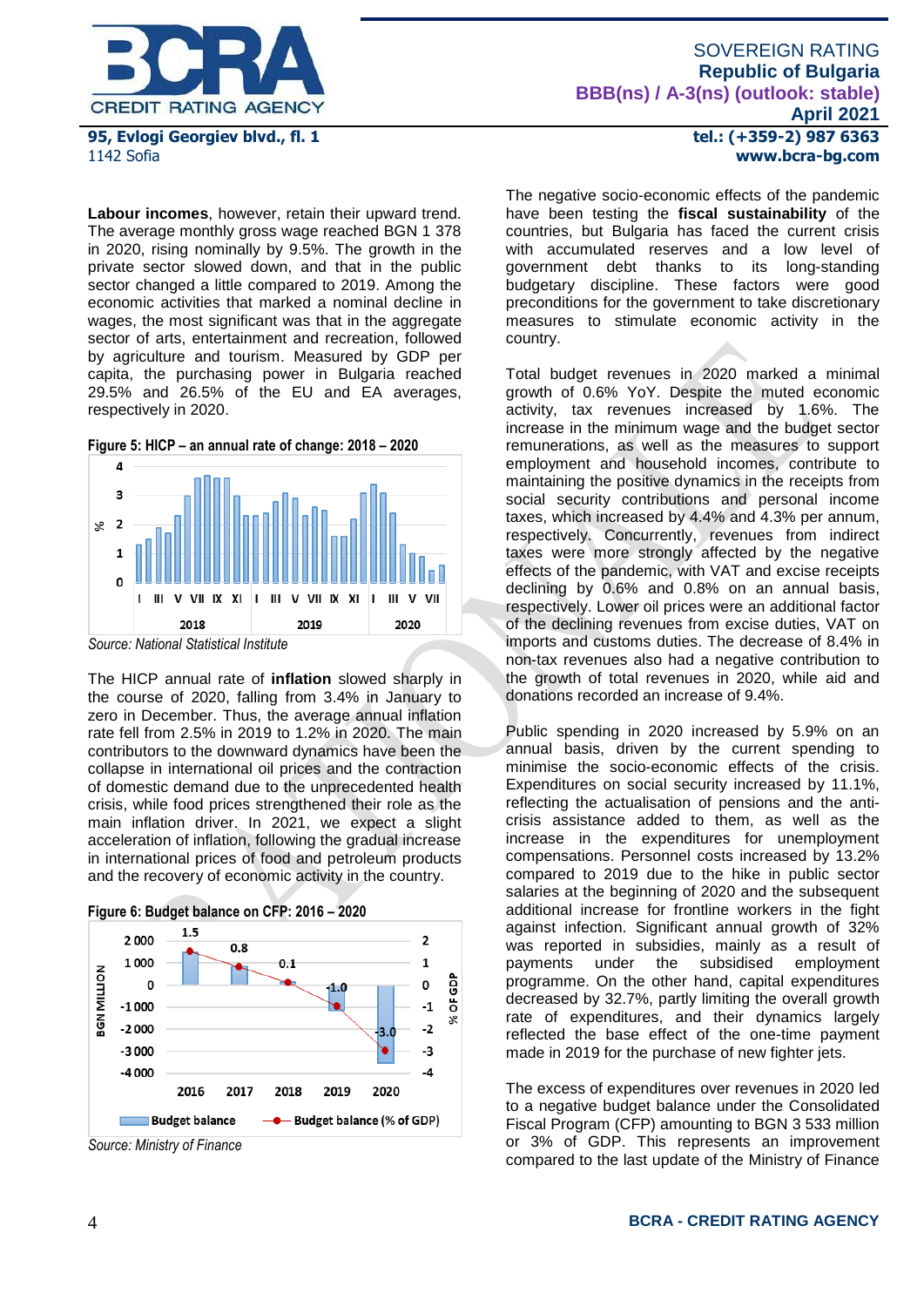**Labour incomes**, however, retain their upward trend. The average monthly gross wage reached BGN 1 378 in 2020, rising nominally by 9.5%. The growth in the private sector slowed down, and that in the public sector changed a little compared to 2019. Among the economic activities that marked a nominal decline in wages, the most significant was that in the aggregate sector of arts, entertainment and recreation, followed by agriculture and tourism. Measured by GDP per capita, the purchasing power in Bulgaria reached 29.5% and 26.5% of the EU and EA averages, respectively in 2020.

**Figure 5: HICP – an annual rate of change: 2018 – 2020**

*Source: National Statistical Institute*

The HICP annual rate of **inflation** slowed sharply in the course of 2020, falling from 3.4% in January to zero in December. Thus, the average annual inflation rate fell from 2.5% in 2019 to 1.2% in 2020. The main contributors to the downward dynamics have been the collapse in international oil prices and the contraction of domestic demand due to the unprecedented health crisis, while food prices strengthened their role as the main inflation driver. In 2021, we expect a slight acceleration of inflation, following the gradual increase in international prices of food and petroleum products and the recovery of economic activity in the country.

**Figure 6: Budget balance on CFP: 2016 – 2020**

*Source: Ministry of Finance*

The negative socio-economic effects of the pandemic have been testing the **fiscal sustainability** of the countries, but Bulgaria has faced the current crisis with accumulated reserves and a low level of government debt thanks to its long-standing budgetary discipline. These factors were good preconditions for the government to take discretionary measures to stimulate economic activity in the country.

Total budget revenues in 2020 marked a minimal growth of 0.6% YoY. Despite the muted economic activity, tax revenues increased by 1.6%. The increase in the minimum wage and the budget sector remunerations, as well as the measures to support employment and household incomes, contribute to maintaining the positive dynamics in the receipts from social security contributions and personal income taxes, which increased by 4.4% and 4.3% per annum, respectively. Concurrently, revenues from indirect taxes were more strongly affected by the negative effects of the pandemic, with VAT and excise receipts declining by 0.6% and 0.8% on an annual basis, respectively. Lower oil prices were an additional factor of the declining revenues from excise duties, VAT on imports and customs duties. The decrease of 8.4% in non-tax revenues also had a negative contribution to the growth of total revenues in 2020, while aid and donations recorded an increase of 9.4%.

Public spending in 2020 increased by 5.9% on an annual basis, driven by the current spending to minimise the socio-economic effects of the crisis. Expenditures on social security increased by 11.1%, reflecting the actualisation of pensions and the anti-crisis assistance added to them, as well as the increase in the expenditures for unemployment compensations. Personnel costs increased by 13.2% compared to 2019 due to the hike in public sector salaries at the beginning of 2020 and the subsequent additional increase for frontline workers in the fight against infection. Significant annual growth of 32% was reported in subsidies, mainly as a result of payments under the subsidised employment programme. On the other hand, capital expenditures decreased by 32.7%, partly limiting the overall growth rate of expenditures, and their dynamics largely reflected the base effect of the one-time payment made in 2019 for the purchase of new fighter jets.

The excess of expenditures over revenues in 2020 led to a negative budget balance under the Consolidated Fiscal Program (CFP) amounting to BGN 3 533 million or 3% of GDP. This represents an improvement compared to the last update of the Ministry of Finance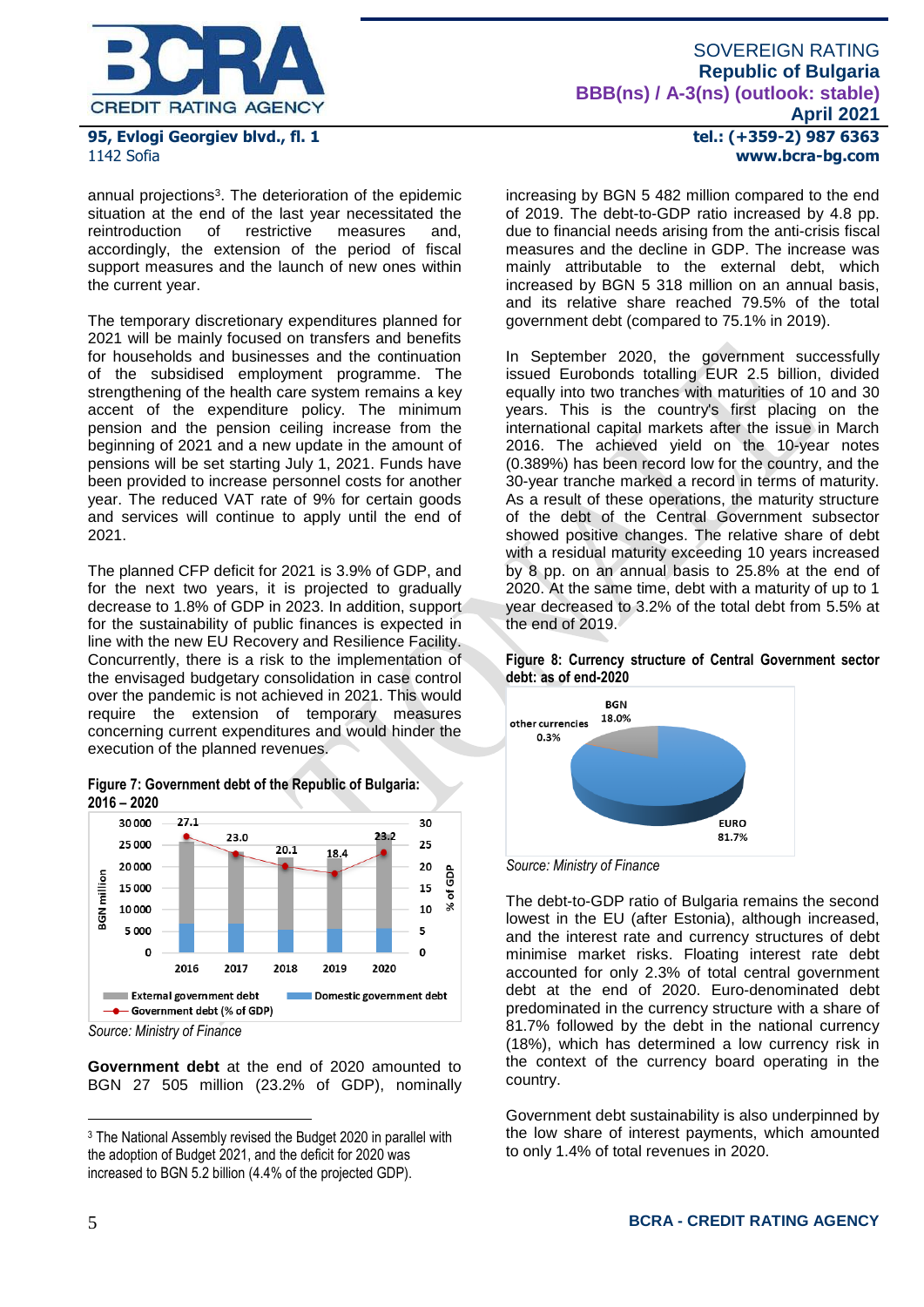annual projections[3]. The deterioration of the epidemic situation at the end of the last year necessitated the reintroduction of restrictive measures and, accordingly, the extension of the period of fiscal support measures and the launch of new ones within the current year.

The temporary discretionary expenditures planned for 2021 will be mainly focused on transfers and benefits for households and businesses and the continuation of the subsidised employment programme. The strengthening of the health care system remains a key accent of the expenditure policy. The minimum pension and the pension ceiling increase from the beginning of 2021 and a new update in the amount of pensions will be set starting July 1, 2021. Funds have been provided to increase personnel costs for another year. The reduced VAT rate of 9% for certain goods and services will continue to apply until the end of 2021.

The planned CFP deficit for 2021 is 3.9% of GDP, and for the next two years, it is projected to gradually decrease to 1.8% of GDP in 2023. In addition, support for the sustainability of public finances is expected in line with the new EU Recovery and Resilience Facility. Concurrently, there is a risk to the implementation of the envisaged budgetary consolidation in case control over the pandemic is not achieved in 2021. This would require the extension of temporary measures concerning current expenditures and would hinder the execution of the planned revenues.

**Figure 7: Government debt of the Republic of Bulgaria: 2016 – 2020**

| | 2016 | 2017 | 2018 | 2019 | 2020 |
|---|---|---|---|---|---|
| Government debt (% of GDP) | 27.1 | 23.0 | 20.1 | 18.4 | 23.2 |

*Source: Ministry of Finance*

**Government debt** at the end of 2020 amounted to BGN 27 505 million (23.2% of GDP), nominally increasing by BGN 5 482 million compared to the end of 2019. The debt-to-GDP ratio increased by 4.8 pp. due to financial needs arising from the anti-crisis fiscal measures and the decline in GDP. The increase was mainly attributable to the external debt, which increased by BGN 5 318 million on an annual basis, and its relative share reached 79.5% of the total government debt (compared to 75.1% in 2019).

In September 2020, the government successfully issued Eurobonds totalling EUR 2.5 billion, divided equally into two tranches with maturities of 10 and 30 years. This is the country's first placing on the international capital markets after the issue in March 2016. The achieved yield on the 10-year notes (0.389%) has been record low for the country, and the 30-year tranche marked a record in terms of maturity. As a result of these operations, the maturity structure of the debt of the Central Government subsector showed positive changes. The relative share of debt with a residual maturity exceeding 10 years increased by 8 pp. on an annual basis to 25.8% at the end of 2020. At the same time, debt with a maturity of up to 1 year decreased to 3.2% of the total debt from 5.5% at the end of 2019.

**Figure 8: Currency structure of Central Government sector debt: as of end-2020**

| Currency | Share |
|---|---|
| EURO | 81.7% |
| BGN | 18.0% |
| other currencies | 0.3% |

*Source: Ministry of Finance*

The debt-to-GDP ratio of Bulgaria remains the second lowest in the EU (after Estonia), although increased, and the interest rate and currency structures of debt minimise market risks. Floating interest rate debt accounted for only 2.3% of total central government debt at the end of 2020. Euro-denominated debt predominated in the currency structure with a share of 81.7% followed by the debt in the national currency (18%), which has determined a low currency risk in the context of the currency board operating in the country.

Government debt sustainability is also underpinned by the low share of interest payments, which amounted to only 1.4% of total revenues in 2020.

---

[3] The National Assembly revised the Budget 2020 in parallel with the adoption of Budget 2021, and the deficit for 2020 was increased to BGN 5.2 billion (4.4% of the projected GDP).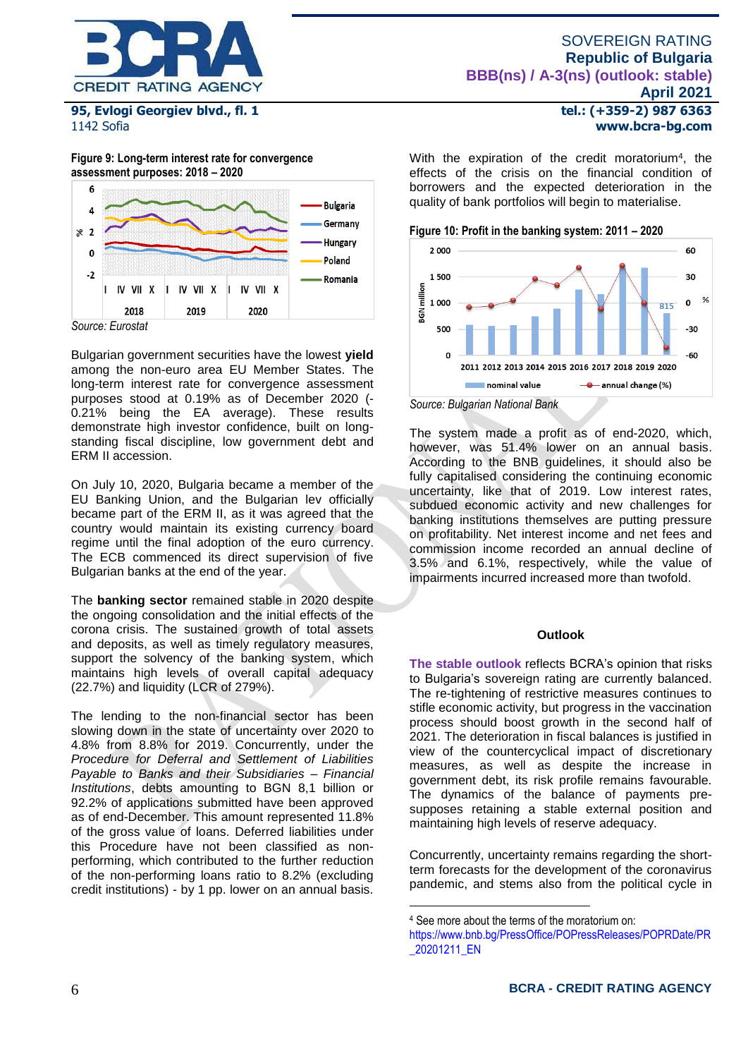**Figure 9: Long-term interest rate for convergence assessment purposes: 2018 – 2020**

*Source: Eurostat*

Bulgarian government securities have the lowest **yield** among the non-euro area EU Member States. The long-term interest rate for convergence assessment purposes stood at 0.19% as of December 2020 (-0.21% being the EA average). These results demonstrate high investor confidence, built on long-standing fiscal discipline, low government debt and ERM II accession.

On July 10, 2020, Bulgaria became a member of the EU Banking Union, and the Bulgarian lev officially became part of the ERM II, as it was agreed that the country would maintain its existing currency board regime until the final adoption of the euro currency. The ECB commenced its direct supervision of five Bulgarian banks at the end of the year.

The **banking sector** remained stable in 2020 despite the ongoing consolidation and the initial effects of the corona crisis. The sustained growth of total assets and deposits, as well as timely regulatory measures, support the solvency of the banking system, which maintains high levels of overall capital adequacy (22.7%) and liquidity (LCR of 279%).

The lending to the non-financial sector has been slowing down in the state of uncertainty over 2020 to 4.8% from 8.8% for 2019. Concurrently, under the *Procedure for Deferral and Settlement of Liabilities Payable to Banks and their Subsidiaries – Financial Institutions*, debts amounting to BGN 8,1 billion or 92.2% of applications submitted have been approved as of end-December. This amount represented 11.8% of the gross value of loans. Deferred liabilities under this Procedure have not been classified as non-performing, which contributed to the further reduction of the non-performing loans ratio to 8.2% (excluding credit institutions) - by 1 pp. lower on an annual basis.

With the expiration of the credit moratorium[4], the effects of the crisis on the financial condition of borrowers and the expected deterioration in the quality of bank portfolios will begin to materialise.

**Figure 10: Profit in the banking system: 2011 – 2020**

*Source: Bulgarian National Bank*

The system made a profit as of end-2020, which, however, was 51.4% lower on an annual basis. According to the BNB guidelines, it should also be fully capitalised considering the continuing economic uncertainty, like that of 2019. Low interest rates, subdued economic activity and new challenges for banking institutions themselves are putting pressure on profitability. Net interest income and net fees and commission income recorded an annual decline of 3.5% and 6.1%, respectively, while the value of impairments incurred increased more than twofold.

## Outlook

**The stable outlook** reflects BCRA's opinion that risks to Bulgaria's sovereign rating are currently balanced. The re-tightening of restrictive measures continues to stifle economic activity, but progress in the vaccination process should boost growth in the second half of 2021. The deterioration in fiscal balances is justified in view of the countercyclical impact of discretionary measures, as well as despite the increase in government debt, its risk profile remains favourable. The dynamics of the balance of payments pre-supposes retaining a stable external position and maintaining high levels of reserve adequacy.

Concurrently, uncertainty remains regarding the short-term forecasts for the development of the coronavirus pandemic, and stems also from the political cycle in

---

[4] See more about the terms of the moratorium on: https://www.bnb.bg/PressOffice/POPressReleases/POPRDate/PR_20201211_EN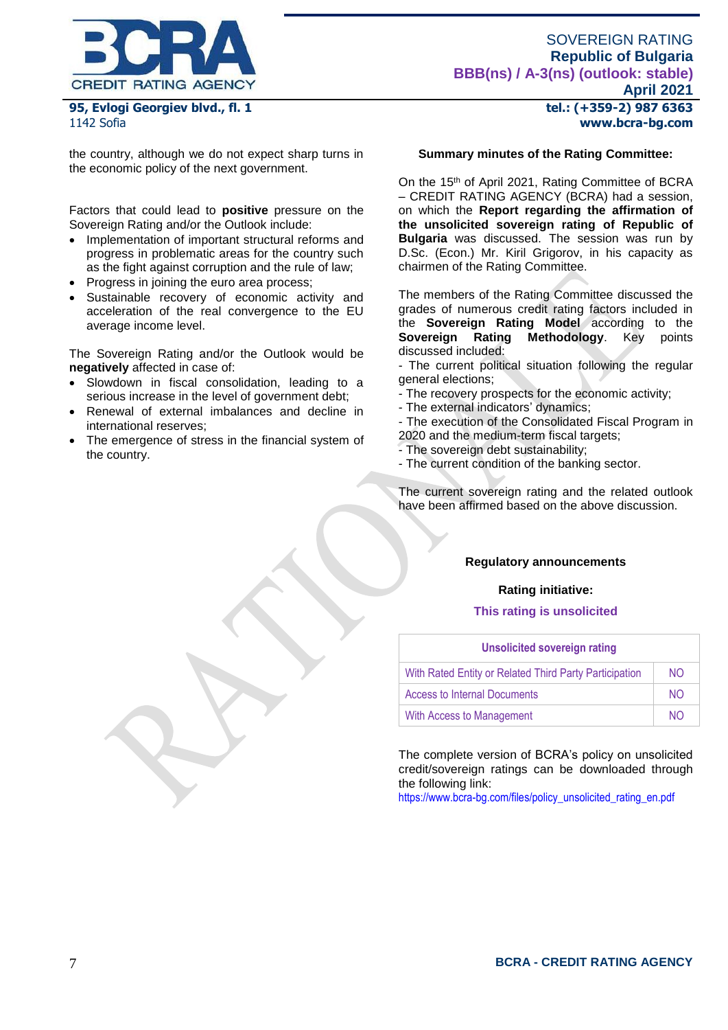the country, although we do not expect sharp turns in the economic policy of the next government.

Factors that could lead to **positive** pressure on the Sovereign Rating and/or the Outlook include:

- Implementation of important structural reforms and progress in problematic areas for the country such as the fight against corruption and the rule of law;
- Progress in joining the euro area process;
- Sustainable recovery of economic activity and acceleration of the real convergence to the EU average income level.

The Sovereign Rating and/or the Outlook would be **negatively** affected in case of:

- Slowdown in fiscal consolidation, leading to a serious increase in the level of government debt;
- Renewal of external imbalances and decline in international reserves;
- The emergence of stress in the financial system of the country.

**Summary minutes of the Rating Committee:**

On the 15th of April 2021, Rating Committee of BCRA – CREDIT RATING AGENCY (BCRA) had a session, on which the **Report regarding the affirmation of the unsolicited sovereign rating of Republic of Bulgaria** was discussed. The session was run by D.Sc. (Econ.) Mr. Kiril Grigorov, in his capacity as chairmen of the Rating Committee.

The members of the Rating Committee discussed the grades of numerous credit rating factors included in the **Sovereign Rating Model** according to the **Sovereign Rating Methodology**. Key points discussed included:

- The current political situation following the regular general elections;
- The recovery prospects for the economic activity;
- The external indicators' dynamics;
- The execution of the Consolidated Fiscal Program in 2020 and the medium-term fiscal targets;
- The sovereign debt sustainability;
- The current condition of the banking sector.

The current sovereign rating and the related outlook have been affirmed based on the above discussion.

**Regulatory announcements**

**Rating initiative:**

**This rating is unsolicited**

| Unsolicited sovereign rating | |
|---|---|
| With Rated Entity or Related Third Party Participation | NO |
| Access to Internal Documents | NO |
| With Access to Management | NO |

The complete version of BCRA's policy on unsolicited credit/sovereign ratings can be downloaded through the following link:
https://www.bcra-bg.com/files/policy_unsolicited_rating_en.pdf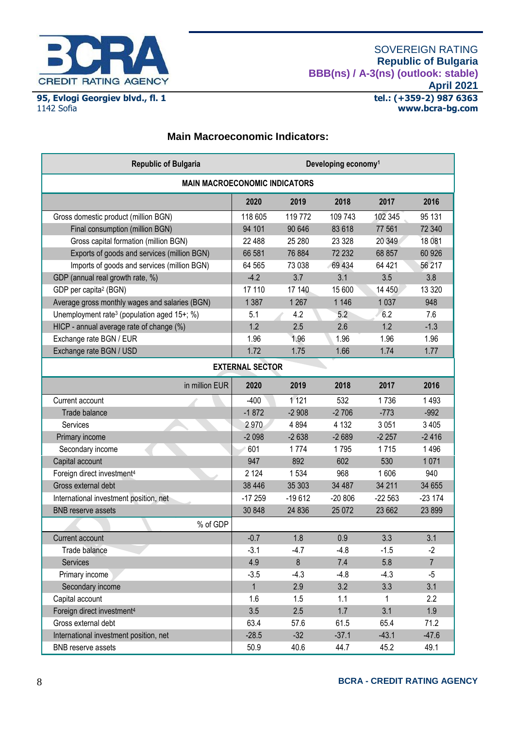SOVEREIGN RATING
**Republic of Bulgaria**
**BBB(ns) / A-3(ns) (outlook: stable)**
**April 2021**

**95, Evlogi Georgiev blvd., fl. 1**
1142 Sofia

**tel.: (+359-2) 987 6363**
**www.bcra-bg.com**

## Main Macroeconomic Indicators:

| Republic of Bulgaria | Developing economy[1] | | | | |
|---|---|---|---|---|---|
| **MAIN MACROECONOMIC INDICATORS** | | | | | |
| | **2020** | **2019** | **2018** | **2017** | **2016** |
| Gross domestic product (million BGN) | 118 605 | 119 772 | 109 743 | 102 345 | 95 131 |
| Final consumption (million BGN) | 94 101 | 90 646 | 83 618 | 77 561 | 72 340 |
| Gross capital formation (million BGN) | 22 488 | 25 280 | 23 328 | 20 349 | 18 081 |
| Exports of goods and services (million BGN) | 66 581 | 76 884 | 72 232 | 68 857 | 60 926 |
| Imports of goods and services (million BGN) | 64 565 | 73 038 | 69 434 | 64 421 | 56 217 |
| GDP (annual real growth rate, %) | -4.2 | 3.7 | 3.1 | 3.5 | 3.8 |
| GDP per capita[2] (BGN) | 17 110 | 17 140 | 15 600 | 14 450 | 13 320 |
| Average gross monthly wages and salaries (BGN) | 1 387 | 1 267 | 1 146 | 1 037 | 948 |
| Unemployment rate[3] (population aged 15+; %) | 5.1 | 4.2 | 5.2 | 6.2 | 7.6 |
| HICP - annual average rate of change (%) | 1.2 | 2.5 | 2.6 | 1.2 | -1.3 |
| Exchange rate BGN / EUR | 1.96 | 1.96 | 1.96 | 1.96 | 1.96 |
| Exchange rate BGN / USD | 1.72 | 1.75 | 1.66 | 1.74 | 1.77 |
| **EXTERNAL SECTOR** | | | | | |
| in million EUR | **2020** | **2019** | **2018** | **2017** | **2016** |
| Current account | -400 | 1 121 | 532 | 1 736 | 1 493 |
| Trade balance | -1 872 | -2 908 | -2 706 | -773 | -992 |
| Services | 2 970 | 4 894 | 4 132 | 3 051 | 3 405 |
| Primary income | -2 098 | -2 638 | -2 689 | -2 257 | -2 416 |
| Secondary income | 601 | 1 774 | 1 795 | 1 715 | 1 496 |
| Capital account | 947 | 892 | 602 | 530 | 1 071 |
| Foreign direct investment[4] | 2 124 | 1 534 | 968 | 1 606 | 940 |
| Gross external debt | 38 446 | 35 303 | 34 487 | 34 211 | 34 655 |
| International investment position, net | -17 259 | -19 612 | -20 806 | -22 563 | -23 174 |
| BNB reserve assets | 30 848 | 24 836 | 25 072 | 23 662 | 23 899 |
| % of GDP | | | | | |
| Current account | -0.7 | 1.8 | 0.9 | 3.3 | 3.1 |
| Trade balance | -3.1 | -4.7 | -4.8 | -1.5 | -2 |
| Services | 4.9 | 8 | 7.4 | 5.8 | 7 |
| Primary income | -3.5 | -4.3 | -4.8 | -4.3 | -5 |
| Secondary income | 1 | 2.9 | 3.2 | 3.3 | 3.1 |
| Capital account | 1.6 | 1.5 | 1.1 | 1 | 2.2 |
| Foreign direct investment[4] | 3.5 | 2.5 | 1.7 | 3.1 | 1.9 |
| Gross external debt | 63.4 | 57.6 | 61.5 | 65.4 | 71.2 |
| International investment position, net | -28.5 | -32 | -37.1 | -43.1 | -47.6 |
| BNB reserve assets | 50.9 | 40.6 | 44.7 | 45.2 | 49.1 |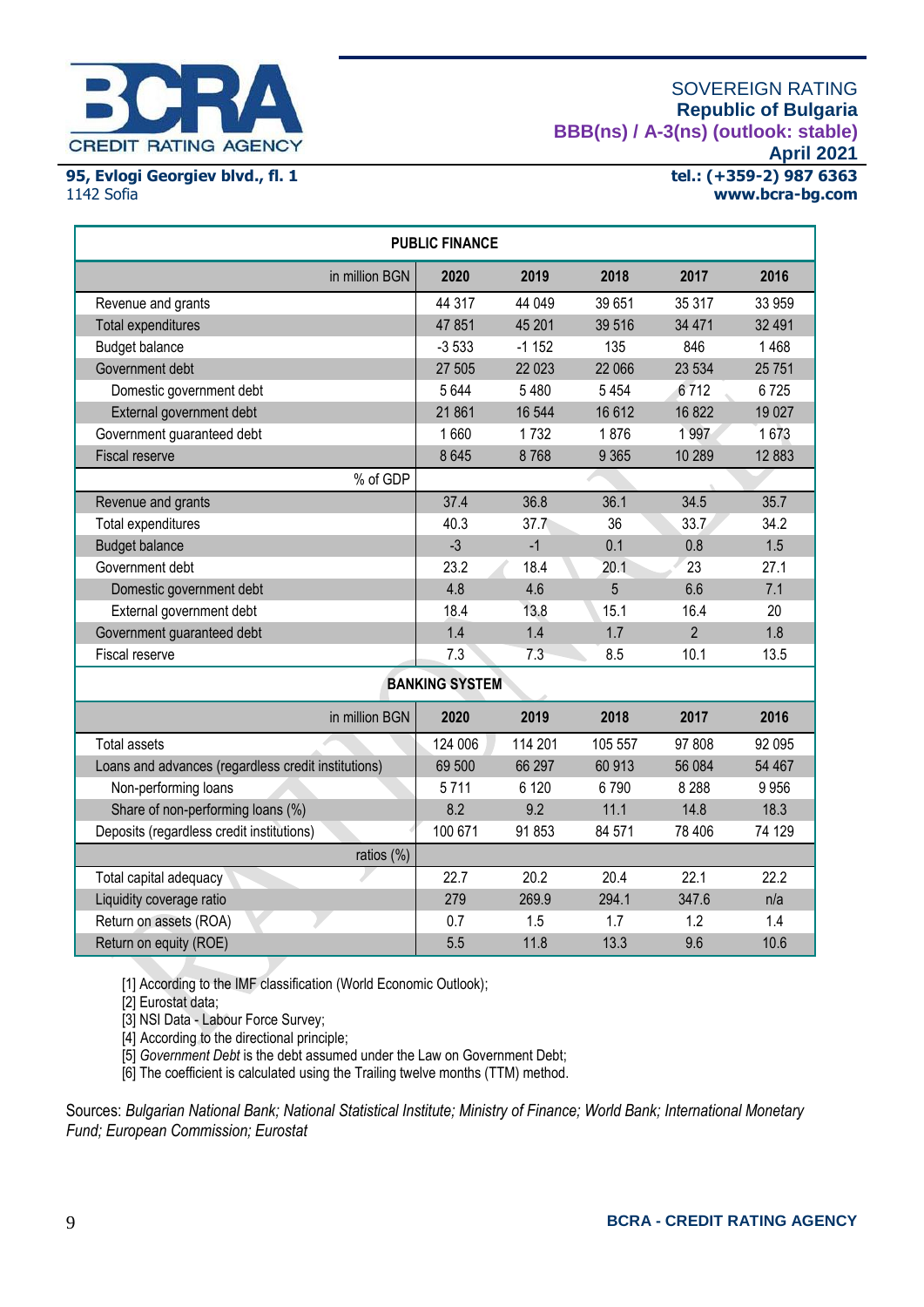| PUBLIC FINANCE | | | | | |
|---|---|---|---|---|---|
| in million BGN | 2020 | 2019 | 2018 | 2017 | 2016 |
| Revenue and grants | 44 317 | 44 049 | 39 651 | 35 317 | 33 959 |
| Total expenditures | 47 851 | 45 201 | 39 516 | 34 471 | 32 491 |
| Budget balance | -3 533 | -1 152 | 135 | 846 | 1 468 |
| Government debt | 27 505 | 22 023 | 22 066 | 23 534 | 25 751 |
| Domestic government debt | 5 644 | 5 480 | 5 454 | 6 712 | 6 725 |
| External government debt | 21 861 | 16 544 | 16 612 | 16 822 | 19 027 |
| Government guaranteed debt | 1 660 | 1 732 | 1 876 | 1 997 | 1 673 |
| Fiscal reserve | 8 645 | 8 768 | 9 365 | 10 289 | 12 883 |
| % of GDP | | | | | |
| Revenue and grants | 37.4 | 36.8 | 36.1 | 34.5 | 35.7 |
| Total expenditures | 40.3 | 37.7 | 36 | 33.7 | 34.2 |
| Budget balance | -3 | -1 | 0.1 | 0.8 | 1.5 |
| Government debt | 23.2 | 18.4 | 20.1 | 23 | 27.1 |
| Domestic government debt | 4.8 | 4.6 | 5 | 6.6 | 7.1 |
| External government debt | 18.4 | 13.8 | 15.1 | 16.4 | 20 |
| Government guaranteed debt | 1.4 | 1.4 | 1.7 | 2 | 1.8 |
| Fiscal reserve | 7.3 | 7.3 | 8.5 | 10.1 | 13.5 |

| BANKING SYSTEM | | | | | |
|---|---|---|---|---|---|
| in million BGN | 2020 | 2019 | 2018 | 2017 | 2016 |
| Total assets | 124 006 | 114 201 | 105 557 | 97 808 | 92 095 |
| Loans and advances (regardless credit institutions) | 69 500 | 66 297 | 60 913 | 56 084 | 54 467 |
| Non-performing loans | 5 711 | 6 120 | 6 790 | 8 288 | 9 956 |
| Share of non-performing loans (%) | 8.2 | 9.2 | 11.1 | 14.8 | 18.3 |
| Deposits (regardless credit institutions) | 100 671 | 91 853 | 84 571 | 78 406 | 74 129 |
| ratios (%) | | | | | |
| Total capital adequacy | 22.7 | 20.2 | 20.4 | 22.1 | 22.2 |
| Liquidity coverage ratio | 279 | 269.9 | 294.1 | 347.6 | n/a |
| Return on assets (ROA) | 0.7 | 1.5 | 1.7 | 1.2 | 1.4 |
| Return on equity (ROE) | 5.5 | 11.8 | 13.3 | 9.6 | 10.6 |

[1] According to the IMF classification (World Economic Outlook);
[2] Eurostat data;
[3] NSI Data - Labour Force Survey;
[4] According to the directional principle;
[5] *Government Debt* is the debt assumed under the Law on Government Debt;
[6] The coefficient is calculated using the Trailing twelve months (TTM) method.

Sources: *Bulgarian National Bank; National Statistical Institute; Ministry of Finance; World Bank; International Monetary Fund; European Commission; Eurostat*